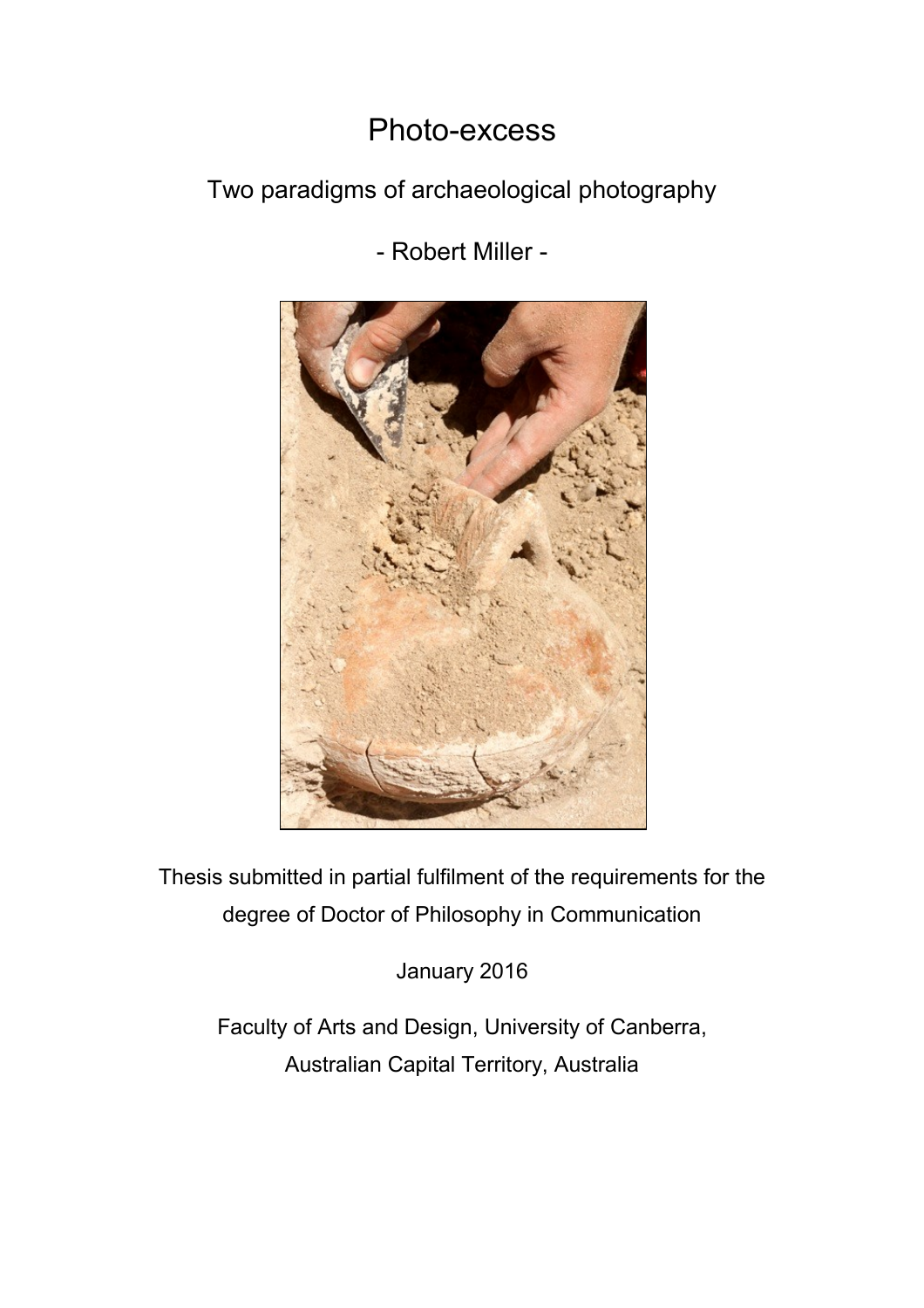# Photo-excess

## Two paradigms of archaeological photography

- Robert Miller -

Thesis submitted in partial fulfilment of the requirements for the degree of Doctor of Philosophy in Communication

January 2016

Faculty of Arts and Design, University of Canberra, Australian Capital Territory, Australia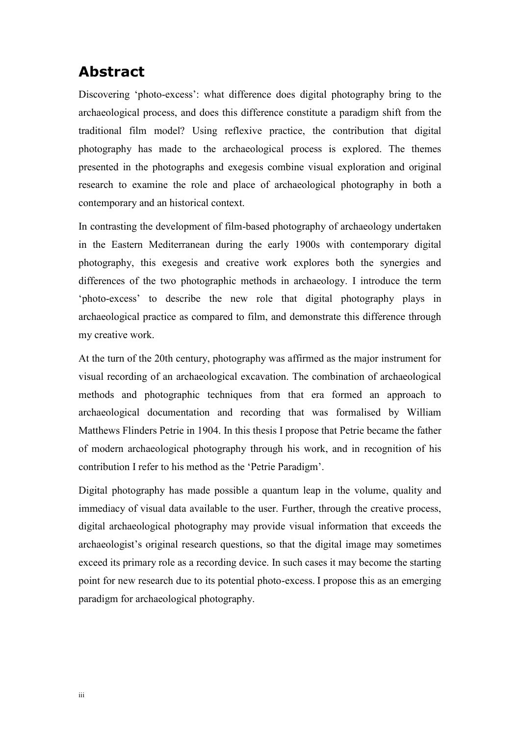# Abstract

Discovering 'photo-excess': what difference does digital photography bring to the archaeological process, and does this difference constitute a paradigm shift from the traditional film model? Using reflexive practice, the contribution that digital photography has made to the archaeological process is explored. The themes presented in the photographs and exegesis combine visual exploration and original research to examine the role and place of archaeological photography in both a contemporary and an historical context.

In contrasting the development of film-based photography of archaeology undertaken in the Eastern Mediterranean during the early 1900s with contemporary digital photography, this exegesis and creative work explores both the synergies and differences of the two photographic methods in archaeology. I introduce the term 'photo-excess' to describe the new role that digital photography plays in archaeological practice as compared to film, and demonstrate this difference through my creative work.

At the turn of the 20th century, photography was affirmed as the major instrument for visual recording of an archaeological excavation. The combination of archaeological methods and photographic techniques from that era formed an approach to archaeological documentation and recording that was formalised by William Matthews Flinders Petrie in 1904. In this thesis I propose that Petrie became the father of modern archaeological photography through his work, and in recognition of his contribution I refer to his method as the 'Petrie Paradigm'.

Digital photography has made possible a quantum leap in the volume, quality and immediacy of visual data available to the user. Further, through the creative process, digital archaeological photography may provide visual information that exceeds the archaeologist's original research questions, so that the digital image may sometimes exceed its primary role as a recording device. In such cases it may become the starting point for new research due to its potential photo-excess. I propose this as an emerging paradigm for archaeological photography.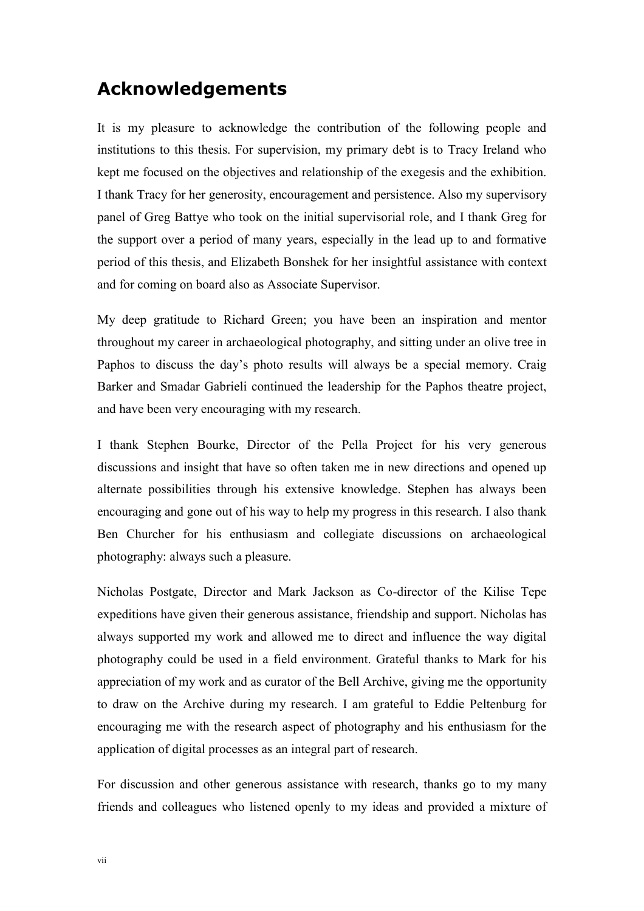## Acknowledgements

It is my pleasure to acknowledge the contribution of the following people and institutions to this thesis. For supervision, my primary debt is to Tracy Ireland who kept me focused on the objectives and relationship of the exegesis and the exhibition. I thank Tracy for her generosity, encouragement and persistence. Also my supervisory panel of Greg Battye who took on the initial supervisorial role, and I thank Greg for the support over a period of many years, especially in the lead up to and formative period of this thesis, and Elizabeth Bonshek for her insightful assistance with context and for coming on board also as Associate Supervisor.

My deep gratitude to Richard Green; you have been an inspiration and mentor throughout my career in archaeological photography, and sitting under an olive tree in Paphos to discuss the day's photo results will always be a special memory. Craig Barker and Smadar Gabrieli continued the leadership for the Paphos theatre project, and have been very encouraging with my research.

I thank Stephen Bourke, Director of the Pella Project for his very generous discussions and insight that have so often taken me in new directions and opened up alternate possibilities through his extensive knowledge. Stephen has always been encouraging and gone out of his way to help my progress in this research. I also thank Ben Churcher for his enthusiasm and collegiate discussions on archaeological photography: always such a pleasure.

Nicholas Postgate, Director and Mark Jackson as Co-director of the Kilise Tepe expeditions have given their generous assistance, friendship and support. Nicholas has always supported my work and allowed me to direct and influence the way digital photography could be used in a field environment. Grateful thanks to Mark for his appreciation of my work and as curator of the Bell Archive, giving me the opportunity to draw on the Archive during my research. I am grateful to Eddie Peltenburg for encouraging me with the research aspect of photography and his enthusiasm for the application of digital processes as an integral part of research.

For discussion and other generous assistance with research, thanks go to my many friends and colleagues who listened openly to my ideas and provided a mixture of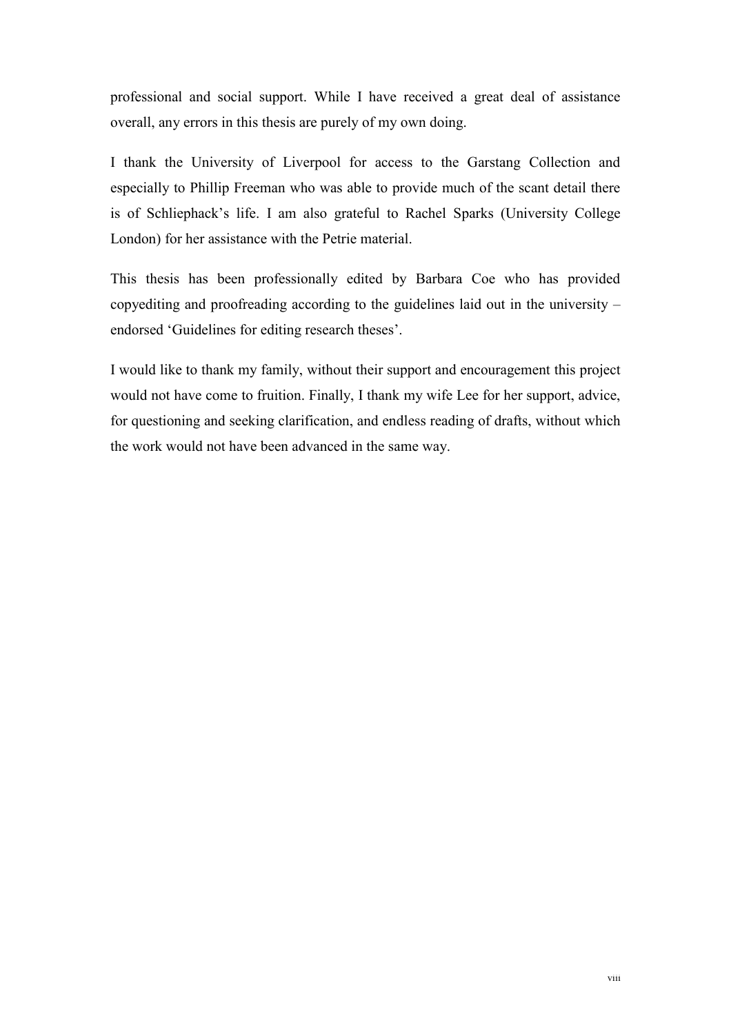professional and social support. While I have received a great deal of assistance overall, any errors in this thesis are purely of my own doing.

I thank the University of Liverpool for access to the Garstang Collection and especially to Phillip Freeman who was able to provide much of the scant detail there is of Schliephack's life. I am also grateful to Rachel Sparks (University College London) for her assistance with the Petrie material.

This thesis has been professionally edited by Barbara Coe who has provided copyediting and proofreading according to the guidelines laid out in the university – endorsed 'Guidelines for editing research theses'.

I would like to thank my family, without their support and encouragement this project would not have come to fruition. Finally, I thank my wife Lee for her support, advice, for questioning and seeking clarification, and endless reading of drafts, without which the work would not have been advanced in the same way.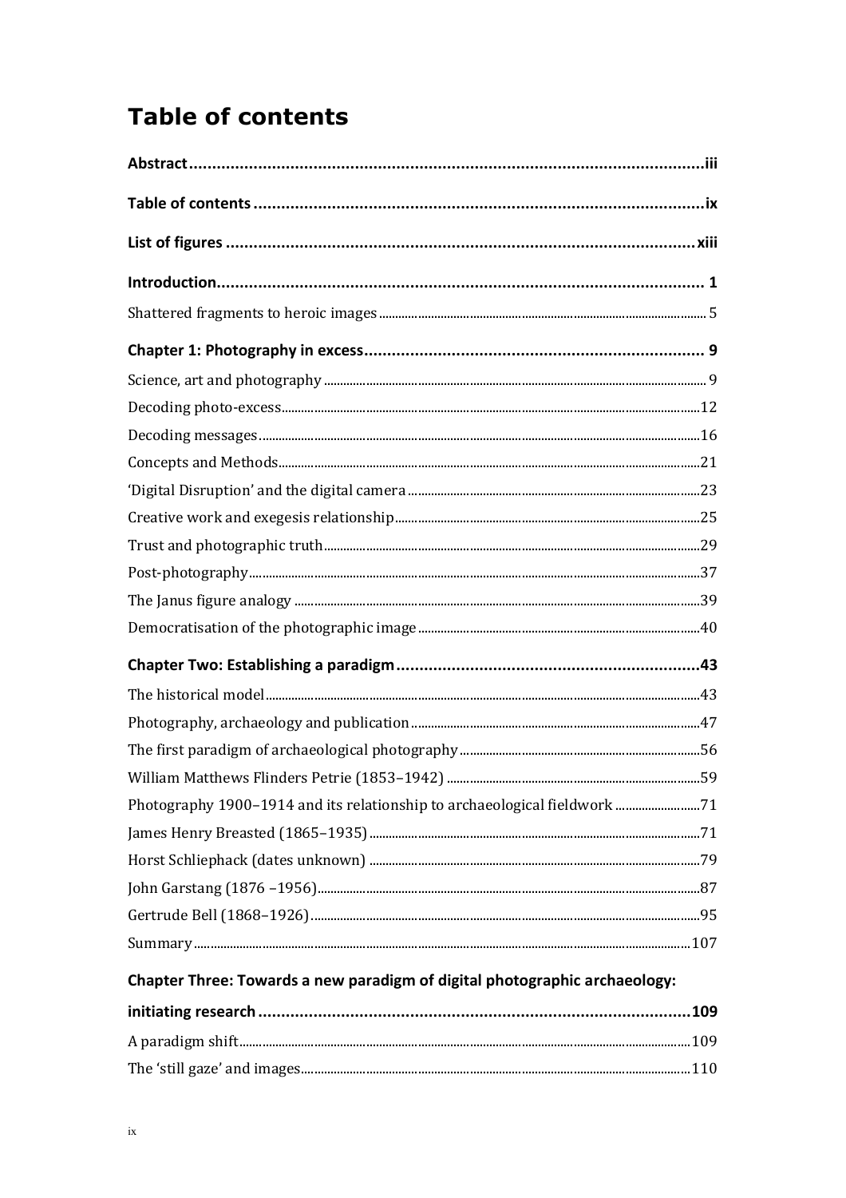# Table of contents

**Abstract** ........................................................................................................ **iii**

**Table of contents** ........................................................................................ **ix**

**List of figures** ............................................................................................ **xiii**

**Introduction** .................................................................................................. **1**

Shattered fragments to heroic images .................................................................. 5

**Chapter 1: Photography in excess** ................................................................ **9**

Science, art and photography ................................................................................ 9

Decoding photo-excess ......................................................................................... 12

Decoding messages ............................................................................................... 16

Concepts and Methods ......................................................................................... 21

'Digital Disruption' and the digital camera ......................................................... 23

Creative work and exegesis relationship ............................................................. 25

Trust and photographic truth ............................................................................... 29

Post-photography .................................................................................................. 37

The Janus figure analogy ...................................................................................... 39

Democratisation of the photographic image ....................................................... 40

**Chapter Two: Establishing a paradigm** ..................................................... **43**

The historical model .............................................................................................. 43

Photography, archaeology and publication .......................................................... 47

The first paradigm of archaeological photography .............................................. 56

William Matthews Flinders Petrie (1853–1942) ................................................... 59

Photography 1900–1914 and its relationship to archaeological fieldwork .......... 71

James Henry Breasted (1865–1935) .................................................................... 71

Horst Schliephack (dates unknown) ..................................................................... 79

John Garstang (1876 –1956) ................................................................................. 87

Gertrude Bell (1868–1926) .................................................................................... 95

Summary ............................................................................................................... 107

**Chapter Three: Towards a new paradigm of digital photographic archaeology: initiating research** ................................................................................................. **109**

A paradigm shift .................................................................................................... 109

The 'still gaze' and images ................................................................................... 110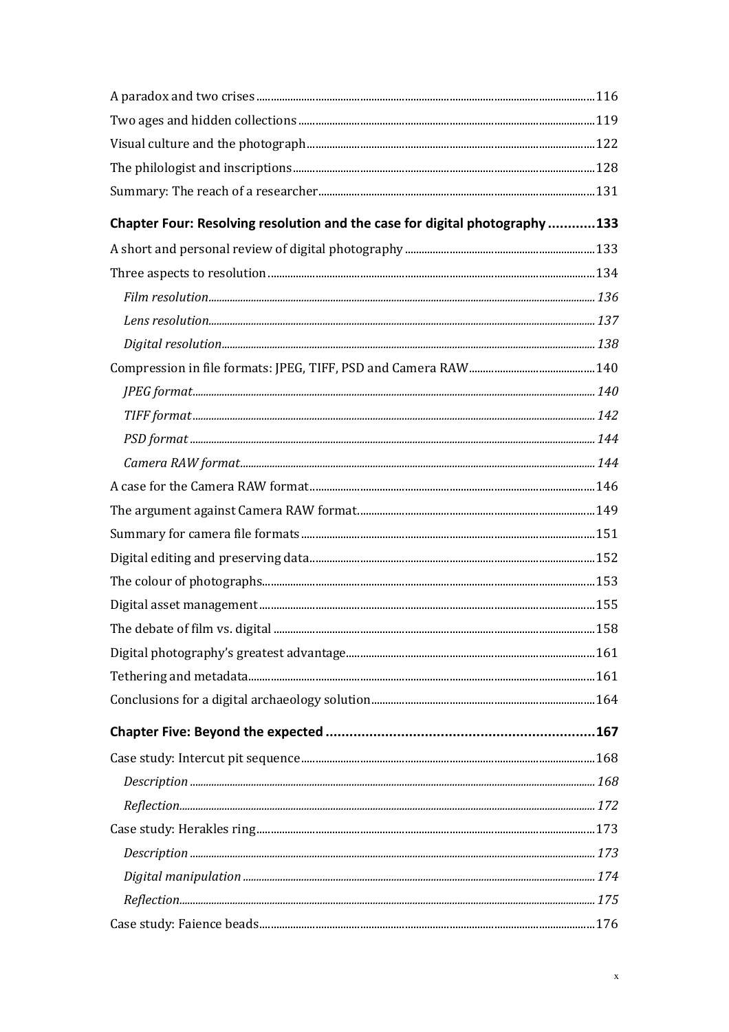A paradox and two crises ........ 116

Two ages and hidden collections ........ 119

Visual culture and the photograph ........ 122

The philologist and inscriptions ........ 128

Summary: The reach of a researcher ........ 131

**Chapter Four: Resolving resolution and the case for digital photography ........ 133**

A short and personal review of digital photography ........ 133

Three aspects to resolution ........ 134

*Film resolution ........ 136*

*Lens resolution ........ 137*

*Digital resolution ........ 138*

Compression in file formats: JPEG, TIFF, PSD and Camera RAW ........ 140

*JPEG format ........ 140*

*TIFF format ........ 142*

*PSD format ........ 144*

*Camera RAW format ........ 144*

A case for the Camera RAW format ........ 146

The argument against Camera RAW format ........ 149

Summary for camera file formats ........ 151

Digital editing and preserving data ........ 152

The colour of photographs ........ 153

Digital asset management ........ 155

The debate of film vs. digital ........ 158

Digital photography's greatest advantage ........ 161

Tethering and metadata ........ 161

Conclusions for a digital archaeology solution ........ 164

**Chapter Five: Beyond the expected ........ 167**

Case study: Intercut pit sequence ........ 168

*Description ........ 168*

*Reflection ........ 172*

Case study: Herakles ring ........ 173

*Description ........ 173*

*Digital manipulation ........ 174*

*Reflection ........ 175*

Case study: Faience beads ........ 176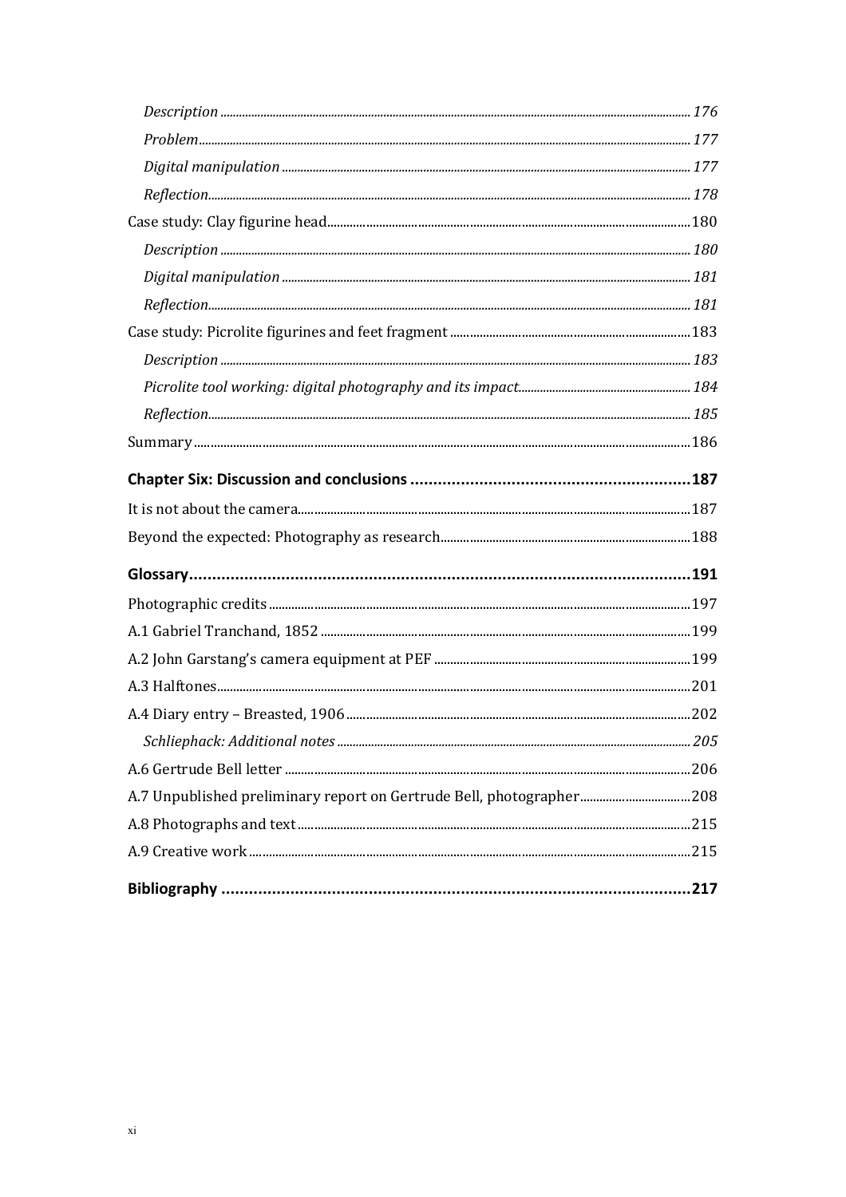*Description* ........ *176*

*Problem* ........ *177*

*Digital manipulation* ........ *177*

*Reflection* ........ *178*

Case study: Clay figurine head ........ 180

*Description* ........ *180*

*Digital manipulation* ........ *181*

*Reflection* ........ *181*

Case study: Picrolite figurines and feet fragment ........ 183

*Description* ........ *183*

*Picrolite tool working: digital photography and its impact* ........ *184*

*Reflection* ........ *185*

Summary ........ 186

**Chapter Six: Discussion and conclusions ........ 187**

It is not about the camera ........ 187

Beyond the expected: Photography as research ........ 188

**Glossary ........ 191**

Photographic credits ........ 197

A.1 Gabriel Tranchand, 1852 ........ 199

A.2 John Garstang's camera equipment at PEF ........ 199

A.3 Halftones ........ 201

A.4 Diary entry – Breasted, 1906 ........ 202

*Schliephack: Additional notes* ........ *205*

A.6 Gertrude Bell letter ........ 206

A.7 Unpublished preliminary report on Gertrude Bell, photographer ........ 208

A.8 Photographs and text ........ 215

A.9 Creative work ........ 215

**Bibliography ........ 217**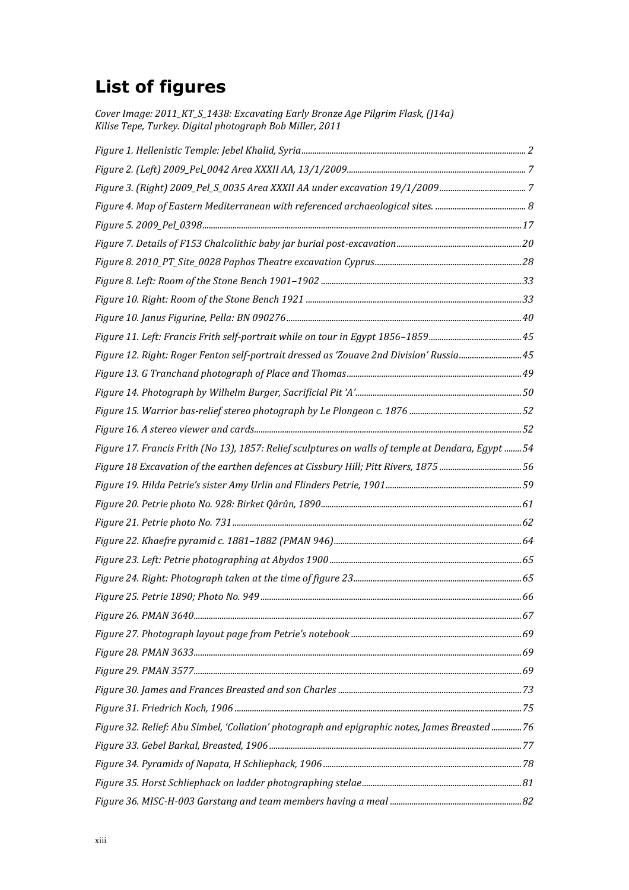# List of figures

*Cover Image: 2011_KT_S_1438: Excavating Early Bronze Age Pilgrim Flask, (J14a) Kilise Tepe, Turkey. Digital photograph Bob Miller, 2011*

*Figure 1. Hellenistic Temple: Jebel Khalid, Syria* ........ 2
*Figure 2. (Left) 2009_Pel_0042 Area XXXII AA, 13/1/2009* ........ 7
*Figure 3. (Right) 2009_Pel_S_0035 Area XXXII AA under excavation 19/1/2009* ........ 7
*Figure 4. Map of Eastern Mediterranean with referenced archaeological sites.* ........ 8
*Figure 5. 2009_Pel_0398* ........ 17
*Figure 7. Details of F153 Chalcolithic baby jar burial post-excavation* ........ 20
*Figure 8. 2010_PT_Site_0028 Paphos Theatre excavation Cyprus* ........ 28
*Figure 8. Left: Room of the Stone Bench 1901–1902* ........ 33
*Figure 10. Right: Room of the Stone Bench 1921* ........ 33
*Figure 10. Janus Figurine, Pella: BN 090276* ........ 40
*Figure 11. Left: Francis Frith self-portrait while on tour in Egypt 1856–1859* ........ 45
*Figure 12. Right: Roger Fenton self-portrait dressed as 'Zouave 2nd Division' Russia* ........ 45
*Figure 13. G Tranchand photograph of Place and Thomas* ........ 49
*Figure 14. Photograph by Wilhelm Burger, Sacrificial Pit 'A'* ........ 50
*Figure 15. Warrior bas-relief stereo photograph by Le Plongeon c. 1876* ........ 52
*Figure 16. A stereo viewer and cards* ........ 52
*Figure 17. Francis Frith (No 13), 1857: Relief sculptures on walls of temple at Dendara, Egypt* ........ 54
*Figure 18 Excavation of the earthen defences at Cissbury Hill; Pitt Rivers, 1875* ........ 56
*Figure 19. Hilda Petrie's sister Amy Urlin and Flinders Petrie, 1901* ........ 59
*Figure 20. Petrie photo No. 928: Birket Qârûn, 1890* ........ 61
*Figure 21. Petrie photo No. 731* ........ 62
*Figure 22. Khaefre pyramid c. 1881–1882 (PMAN 946)* ........ 64
*Figure 23. Left: Petrie photographing at Abydos 1900* ........ 65
*Figure 24. Right: Photograph taken at the time of figure 23* ........ 65
*Figure 25. Petrie 1890; Photo No. 949* ........ 66
*Figure 26. PMAN 3640* ........ 67
*Figure 27. Photograph layout page from Petrie's notebook* ........ 69
*Figure 28. PMAN 3633* ........ 69
*Figure 29. PMAN 3577* ........ 69
*Figure 30. James and Frances Breasted and son Charles* ........ 73
*Figure 31. Friedrich Koch, 1906* ........ 75
*Figure 32. Relief: Abu Simbel, 'Collation' photograph and epigraphic notes, James Breasted* ........ 76
*Figure 33. Gebel Barkal, Breasted, 1906* ........ 77
*Figure 34. Pyramids of Napata, H Schliephack, 1906* ........ 78
*Figure 35. Horst Schliephack on ladder photographing stelae* ........ 81
*Figure 36. MISC-H-003 Garstang and team members having a meal* ........ 82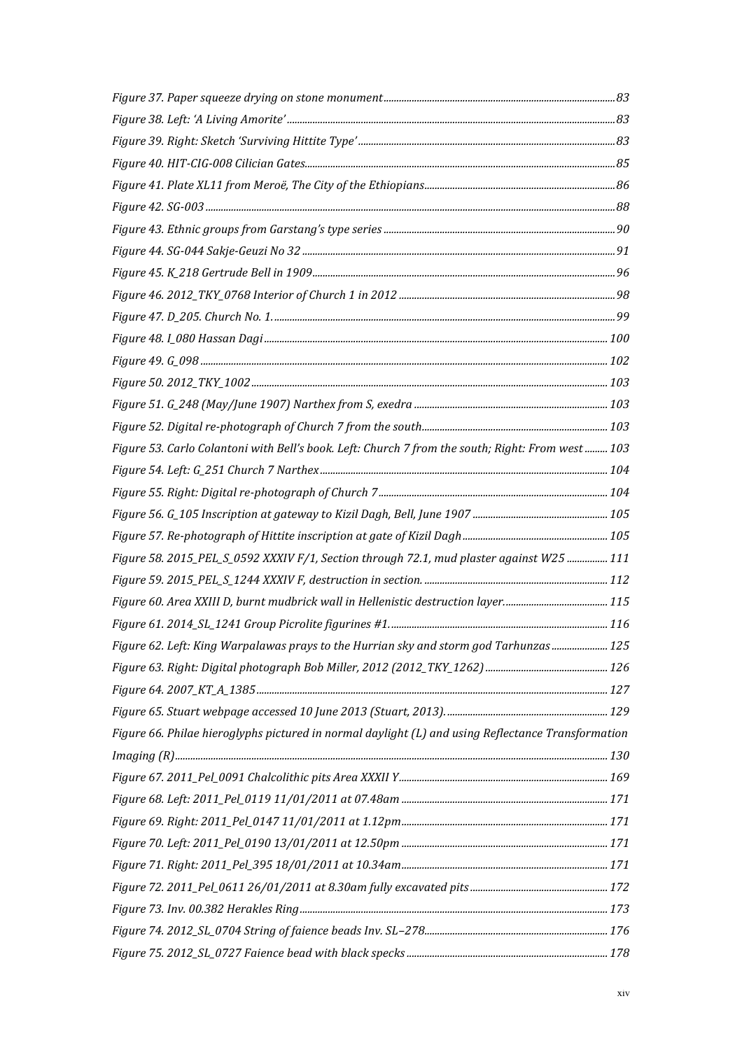*Figure 37. Paper squeeze drying on stone monument* ........ 83

*Figure 38. Left: 'A Living Amorite'* ........ 83

*Figure 39. Right: Sketch 'Surviving Hittite Type'* ........ 83

*Figure 40. HIT-CIG-008 Cilician Gates* ........ 85

*Figure 41. Plate XL11 from Meroë, The City of the Ethiopians* ........ 86

*Figure 42. SG-003* ........ 88

*Figure 43. Ethnic groups from Garstang's type series* ........ 90

*Figure 44. SG-044 Sakje-Geuzi No 32* ........ 91

*Figure 45. K_218 Gertrude Bell in 1909* ........ 96

*Figure 46. 2012_TKY_0768 Interior of Church 1 in 2012* ........ 98

*Figure 47. D_205. Church No. 1.* ........ 99

*Figure 48. I_080 Hassan Dagi* ........ 100

*Figure 49. G_098* ........ 102

*Figure 50. 2012_TKY_1002* ........ 103

*Figure 51. G_248 (May/June 1907) Narthex from S, exedra* ........ 103

*Figure 52. Digital re-photograph of Church 7 from the south* ........ 103

*Figure 53. Carlo Colantoni with Bell's book. Left: Church 7 from the south; Right: From west* ........ 103

*Figure 54. Left: G_251 Church 7 Narthex* ........ 104

*Figure 55. Right: Digital re-photograph of Church 7* ........ 104

*Figure 56. G_105 Inscription at gateway to Kizil Dagh, Bell, June 1907* ........ 105

*Figure 57. Re-photograph of Hittite inscription at gate of Kizil Dagh* ........ 105

*Figure 58. 2015_PEL_S_0592 XXXIV F/1, Section through 72.1, mud plaster against W25* ........ 111

*Figure 59. 2015_PEL_S_1244 XXXIV F, destruction in section.* ........ 112

*Figure 60. Area XXIII D, burnt mudbrick wall in Hellenistic destruction layer.* ........ 115

*Figure 61. 2014_SL_1241 Group Picrolite figurines #1.* ........ 116

*Figure 62. Left: King Warpalawas prays to the Hurrian sky and storm god Tarhunzas* ........ 125

*Figure 63. Right: Digital photograph Bob Miller, 2012 (2012_TKY_1262)* ........ 126

*Figure 64. 2007_KT_A_1385* ........ 127

*Figure 65. Stuart webpage accessed 10 June 2013 (Stuart, 2013).* ........ 129

*Figure 66. Philae hieroglyphs pictured in normal daylight (L) and using Reflectance Transformation Imaging (R)* ........ 130

*Figure 67. 2011_Pel_0091 Chalcolithic pits Area XXXII Y* ........ 169

*Figure 68. Left: 2011_Pel_0119 11/01/2011 at 07.48am* ........ 171

*Figure 69. Right: 2011_Pel_0147 11/01/2011 at 1.12pm* ........ 171

*Figure 70. Left: 2011_Pel_0190 13/01/2011 at 12.50pm* ........ 171

*Figure 71. Right: 2011_Pel_395 18/01/2011 at 10.34am* ........ 171

*Figure 72. 2011_Pel_0611 26/01/2011 at 8.30am fully excavated pits* ........ 172

*Figure 73. Inv. 00.382 Herakles Ring* ........ 173

*Figure 74. 2012_SL_0704 String of faience beads Inv. SL–278* ........ 176

*Figure 75. 2012_SL_0727 Faience bead with black specks* ........ 178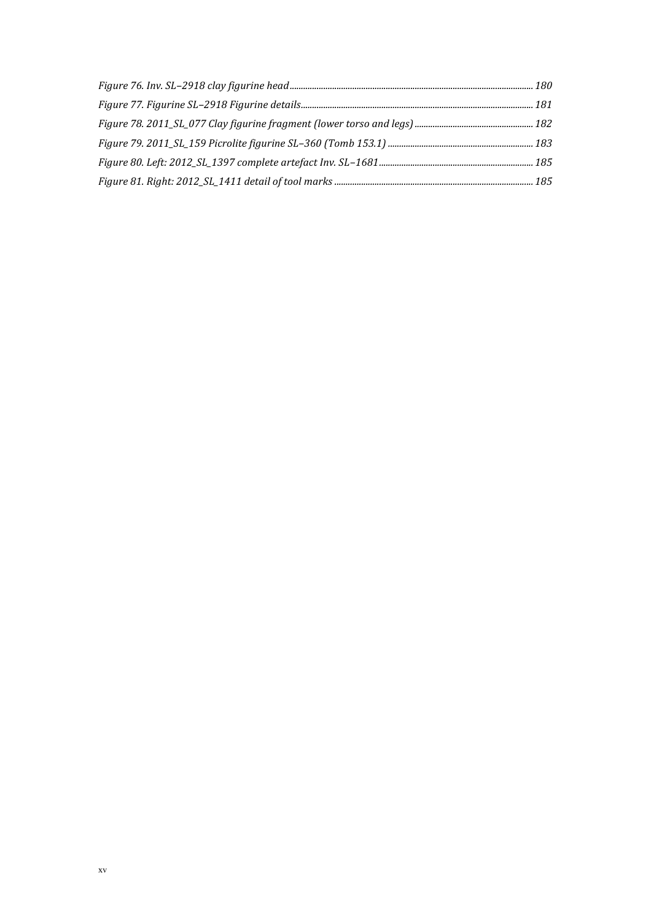*Figure 76. Inv. SL–2918 clay figurine head* ........ 180

*Figure 77. Figurine SL–2918 Figurine details* ........ 181

*Figure 78. 2011_SL_077 Clay figurine fragment (lower torso and legs)* ........ 182

*Figure 79. 2011_SL_159 Picrolite figurine SL–360 (Tomb 153.1)* ........ 183

*Figure 80. Left: 2012_SL_1397 complete artefact Inv. SL–1681* ........ 185

*Figure 81. Right: 2012_SL_1411 detail of tool marks* ........ 185